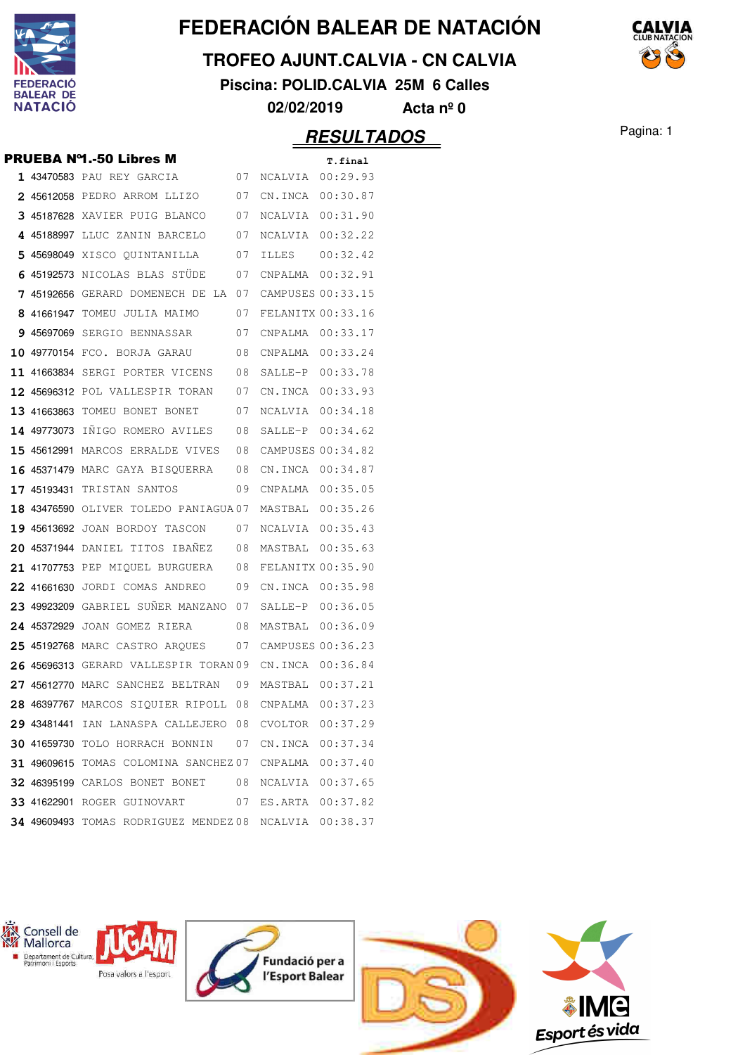# FEDERACIÓN BALEAR DE NATACIÓN

## TROFEO AJUNT.CALVIA - CN CALVIA

**Piscina: POLID.CALVIA 25M 6 Calles**

**02/02/2019 Acta nº 0**

## RESULTADOS

Pagina: 1

### PRUEBA Nº1.-50 Libres M

| | | | | | T.final |
|---|---|---|---|---|---|
| 1 | 43470583 | PAU REY GARCIA | 07 | NCALVIA | 00:29.93 |
| 2 | 45612058 | PEDRO ARROM LLIZO | 07 | CN.INCA | 00:30.87 |
| 3 | 45187628 | XAVIER PUIG BLANCO | 07 | NCALVIA | 00:31.90 |
| 4 | 45188997 | LLUC ZANIN BARCELO | 07 | NCALVIA | 00:32.22 |
| 5 | 45698049 | XISCO QUINTANILLA | 07 | ILLES | 00:32.42 |
| 6 | 45192573 | NICOLAS BLAS STÜDE | 07 | CNPALMA | 00:32.91 |
| 7 | 45192656 | GERARD DOMENECH DE LA | 07 | CAMPUSES | 00:33.15 |
| 8 | 41661947 | TOMEU JULIA MAIMO | 07 | FELANITX | 00:33.16 |
| 9 | 45697069 | SERGIO BENNASSAR | 07 | CNPALMA | 00:33.17 |
| 10 | 49770154 | FCO. BORJA GARAU | 08 | CNPALMA | 00:33.24 |
| 11 | 41663834 | SERGI PORTER VICENS | 08 | SALLE-P | 00:33.78 |
| 12 | 45696312 | POL VALLESPIR TORAN | 07 | CN.INCA | 00:33.93 |
| 13 | 41663863 | TOMEU BONET BONET | 07 | NCALVIA | 00:34.18 |
| 14 | 49773073 | IÑIGO ROMERO AVILES | 08 | SALLE-P | 00:34.62 |
| 15 | 45612991 | MARCOS ERRALDE VIVES | 08 | CAMPUSES | 00:34.82 |
| 16 | 45371479 | MARC GAYA BISQUERRA | 08 | CN.INCA | 00:34.87 |
| 17 | 45193431 | TRISTAN SANTOS | 09 | CNPALMA | 00:35.05 |
| 18 | 43476590 | OLIVER TOLEDO PANIAGUA | 07 | MASTBAL | 00:35.26 |
| 19 | 45613692 | JOAN BORDOY TASCON | 07 | NCALVIA | 00:35.43 |
| 20 | 45371944 | DANIEL TITOS IBAÑEZ | 08 | MASTBAL | 00:35.63 |
| 21 | 41707753 | PEP MIQUEL BURGUERA | 08 | FELANITX | 00:35.90 |
| 22 | 41661630 | JORDI COMAS ANDREO | 09 | CN.INCA | 00:35.98 |
| 23 | 49923209 | GABRIEL SUÑER MANZANO | 07 | SALLE-P | 00:36.05 |
| 24 | 45372929 | JOAN GOMEZ RIERA | 08 | MASTBAL | 00:36.09 |
| 25 | 45192768 | MARC CASTRO ARQUES | 07 | CAMPUSES | 00:36.23 |
| 26 | 45696313 | GERARD VALLESPIR TORAN | 09 | CN.INCA | 00:36.84 |
| 27 | 45612770 | MARC SANCHEZ BELTRAN | 09 | MASTBAL | 00:37.21 |
| 28 | 46397767 | MARCOS SIQUIER RIPOLL | 08 | CNPALMA | 00:37.23 |
| 29 | 43481441 | IAN LANASPA CALLEJERO | 08 | CVOLTOR | 00:37.29 |
| 30 | 41659730 | TOLO HORRACH BONNIN | 07 | CN.INCA | 00:37.34 |
| 31 | 49609615 | TOMAS COLOMINA SANCHEZ | 07 | CNPALMA | 00:37.40 |
| 32 | 46395199 | CARLOS BONET BONET | 08 | NCALVIA | 00:37.65 |
| 33 | 41622901 | ROGER GUINOVART | 07 | ES.ARTA | 00:37.82 |
| 34 | 49609493 | TOMAS RODRIGUEZ MENDEZ | 08 | NCALVIA | 00:38.37 |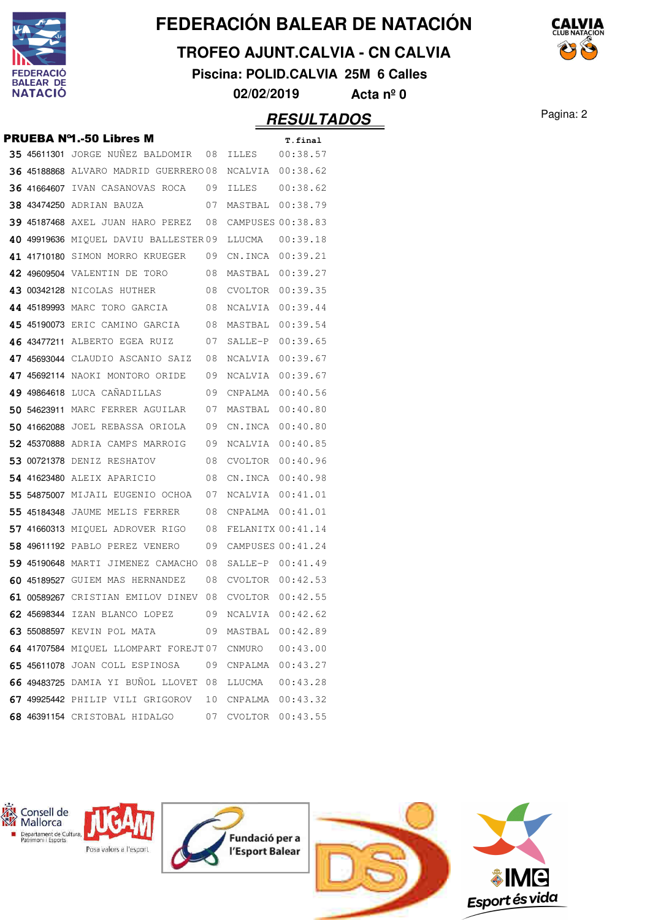# FEDERACIÓN BALEAR DE NATACIÓN

## TROFEO AJUNT.CALVIA - CN CALVIA

**Piscina: POLID.CALVIA 25M 6 Calles**

**02/02/2019 Acta nº 0**

## RESULTADOS

### PRUEBA Nº1.-50 Libres M

| Pos. | Licencia | Nombre | Año | Club | T.final |
|---|---|---|---|---|---|
| 35 | 45611301 | JORGE NUÑEZ BALDOMIR | 08 | ILLES | 00:38.57 |
| 36 | 45188868 | ALVARO MADRID GUERRERO | 08 | NCALVIA | 00:38.62 |
| 36 | 41664607 | IVAN CASANOVAS ROCA | 09 | ILLES | 00:38.62 |
| 38 | 43474250 | ADRIAN BAUZA | 07 | MASTBAL | 00:38.79 |
| 39 | 45187468 | AXEL JUAN HARO PEREZ | 08 | CAMPUSES | 00:38.83 |
| 40 | 49919636 | MIQUEL DAVIU BALLESTER | 09 | LLUCMA | 00:39.18 |
| 41 | 41710180 | SIMON MORRO KRUEGER | 09 | CN.INCA | 00:39.21 |
| 42 | 49609504 | VALENTIN DE TORO | 08 | MASTBAL | 00:39.27 |
| 43 | 00342128 | NICOLAS HUTHER | 08 | CVOLTOR | 00:39.35 |
| 44 | 45189993 | MARC TORO GARCIA | 08 | NCALVIA | 00:39.44 |
| 45 | 45190073 | ERIC CAMINO GARCIA | 08 | MASTBAL | 00:39.54 |
| 46 | 43477211 | ALBERTO EGEA RUIZ | 07 | SALLE-P | 00:39.65 |
| 47 | 45693044 | CLAUDIO ASCANIO SAIZ | 08 | NCALVIA | 00:39.67 |
| 47 | 45692114 | NAOKI MONTORO ORIDE | 09 | NCALVIA | 00:39.67 |
| 49 | 49864618 | LUCA CAÑADILLAS | 09 | CNPALMA | 00:40.56 |
| 50 | 54623911 | MARC FERRER AGUILAR | 07 | MASTBAL | 00:40.80 |
| 50 | 41662088 | JOEL REBASSA ORIOLA | 09 | CN.INCA | 00:40.80 |
| 52 | 45370888 | ADRIA CAMPS MARROIG | 09 | NCALVIA | 00:40.85 |
| 53 | 00721378 | DENIZ RESHATOV | 08 | CVOLTOR | 00:40.96 |
| 54 | 41623480 | ALEIX APARICIO | 08 | CN.INCA | 00:40.98 |
| 55 | 54875007 | MIJAIL EUGENIO OCHOA | 07 | NCALVIA | 00:41.01 |
| 55 | 45184348 | JAUME MELIS FERRER | 08 | CNPALMA | 00:41.01 |
| 57 | 41660313 | MIQUEL ADROVER RIGO | 08 | FELANITX | 00:41.14 |
| 58 | 49611192 | PABLO PEREZ VENERO | 09 | CAMPUSES | 00:41.24 |
| 59 | 45190648 | MARTI JIMENEZ CAMACHO | 08 | SALLE-P | 00:41.49 |
| 60 | 45189527 | GUIEM MAS HERNANDEZ | 08 | CVOLTOR | 00:42.53 |
| 61 | 00589267 | CRISTIAN EMILOV DINEV | 08 | CVOLTOR | 00:42.55 |
| 62 | 45698344 | IZAN BLANCO LOPEZ | 09 | NCALVIA | 00:42.62 |
| 63 | 55088597 | KEVIN POL MATA | 09 | MASTBAL | 00:42.89 |
| 64 | 41707584 | MIQUEL LLOMPART FOREJT | 07 | CNMURO | 00:43.00 |
| 65 | 45611078 | JOAN COLL ESPINOSA | 09 | CNPALMA | 00:43.27 |
| 66 | 49483725 | DAMIA YI BUÑOL LLOVET | 08 | LLUCMA | 00:43.28 |
| 67 | 49925442 | PHILIP VILI GRIGOROV | 10 | CNPALMA | 00:43.32 |
| 68 | 46391154 | CRISTOBAL HIDALGO | 07 | CVOLTOR | 00:43.55 |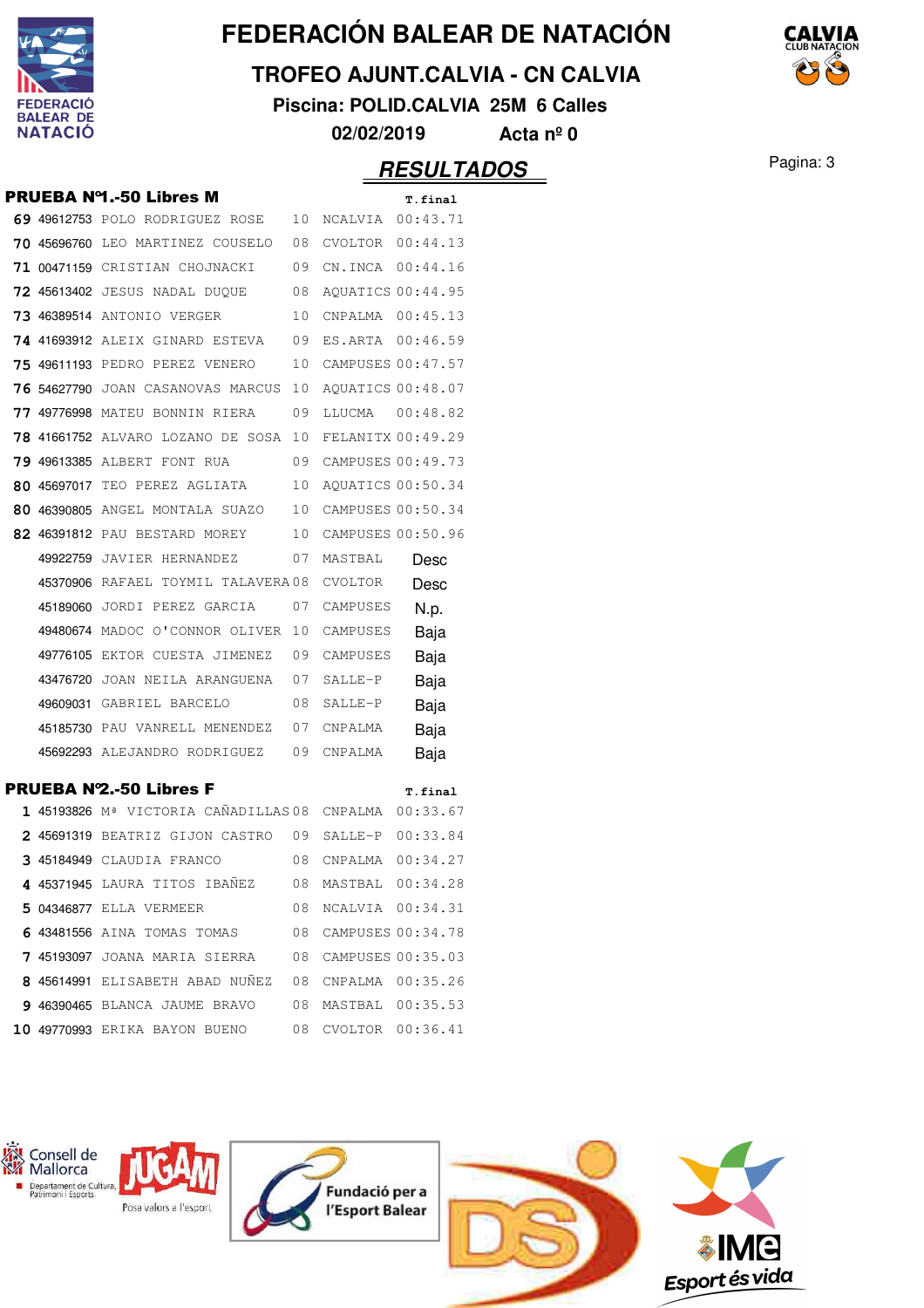# FEDERACIÓN BALEAR DE NATACIÓN

## TROFEO AJUNT.CALVIA - CN CALVIA

**Piscina: POLID.CALVIA 25M 6 Calles**

**02/02/2019 Acta nº 0**

## RESULTADOS

### PRUEBA Nº1.-50 Libres M

| | | | | | T.final |
|---|---|---|---|---|---|
| 69 | 49612753 | POLO RODRIGUEZ ROSE | 10 | NCALVIA | 00:43.71 |
| 70 | 45696760 | LEO MARTINEZ COUSELO | 08 | CVOLTOR | 00:44.13 |
| 71 | 00471159 | CRISTIAN CHOJNACKI | 09 | CN.INCA | 00:44.16 |
| 72 | 45613402 | JESUS NADAL DUQUE | 08 | AQUATICS | 00:44.95 |
| 73 | 46389514 | ANTONIO VERGER | 10 | CNPALMA | 00:45.13 |
| 74 | 41693912 | ALEIX GINARD ESTEVA | 09 | ES.ARTA | 00:46.59 |
| 75 | 49611193 | PEDRO PEREZ VENERO | 10 | CAMPUSES | 00:47.57 |
| 76 | 54627790 | JOAN CASANOVAS MARCUS | 10 | AQUATICS | 00:48.07 |
| 77 | 49776998 | MATEU BONNIN RIERA | 09 | LLUCMA | 00:48.82 |
| 78 | 41661752 | ALVARO LOZANO DE SOSA | 10 | FELANITX | 00:49.29 |
| 79 | 49613385 | ALBERT FONT RUA | 09 | CAMPUSES | 00:49.73 |
| 80 | 45697017 | TEO PEREZ AGLIATA | 10 | AQUATICS | 00:50.34 |
| 80 | 46390805 | ANGEL MONTALA SUAZO | 10 | CAMPUSES | 00:50.34 |
| 82 | 46391812 | PAU BESTARD MOREY | 10 | CAMPUSES | 00:50.96 |
| | 49922759 | JAVIER HERNANDEZ | 07 | MASTBAL | Desc |
| | 45370906 | RAFAEL TOYMIL TALAVERA | 08 | CVOLTOR | Desc |
| | 45189060 | JORDI PEREZ GARCIA | 07 | CAMPUSES | N.p. |
| | 49480674 | MADOC O'CONNOR OLIVER | 10 | CAMPUSES | Baja |
| | 49776105 | EKTOR CUESTA JIMENEZ | 09 | CAMPUSES | Baja |
| | 43476720 | JOAN NEILA ARANGUENA | 07 | SALLE-P | Baja |
| | 49609031 | GABRIEL BARCELO | 08 | SALLE-P | Baja |
| | 45185730 | PAU VANRELL MENENDEZ | 07 | CNPALMA | Baja |
| | 45692293 | ALEJANDRO RODRIGUEZ | 09 | CNPALMA | Baja |

### PRUEBA Nº2.-50 Libres F

| | | | | | T.final |
|---|---|---|---|---|---|
| 1 | 45193826 | Mª VICTORIA CAÑADILLAS | 08 | CNPALMA | 00:33.67 |
| 2 | 45691319 | BEATRIZ GIJON CASTRO | 09 | SALLE-P | 00:33.84 |
| 3 | 45184949 | CLAUDIA FRANCO | 08 | CNPALMA | 00:34.27 |
| 4 | 45371945 | LAURA TITOS IBAÑEZ | 08 | MASTBAL | 00:34.28 |
| 5 | 04346877 | ELLA VERMEER | 08 | NCALVIA | 00:34.31 |
| 6 | 43481556 | AINA TOMAS TOMAS | 08 | CAMPUSES | 00:34.78 |
| 7 | 45193097 | JOANA MARIA SIERRA | 08 | CAMPUSES | 00:35.03 |
| 8 | 45614991 | ELISABETH ABAD NUÑEZ | 08 | CNPALMA | 00:35.26 |
| 9 | 46390465 | BLANCA JAUME BRAVO | 08 | MASTBAL | 00:35.53 |
| 10 | 49770993 | ERIKA BAYON BUENO | 08 | CVOLTOR | 00:36.41 |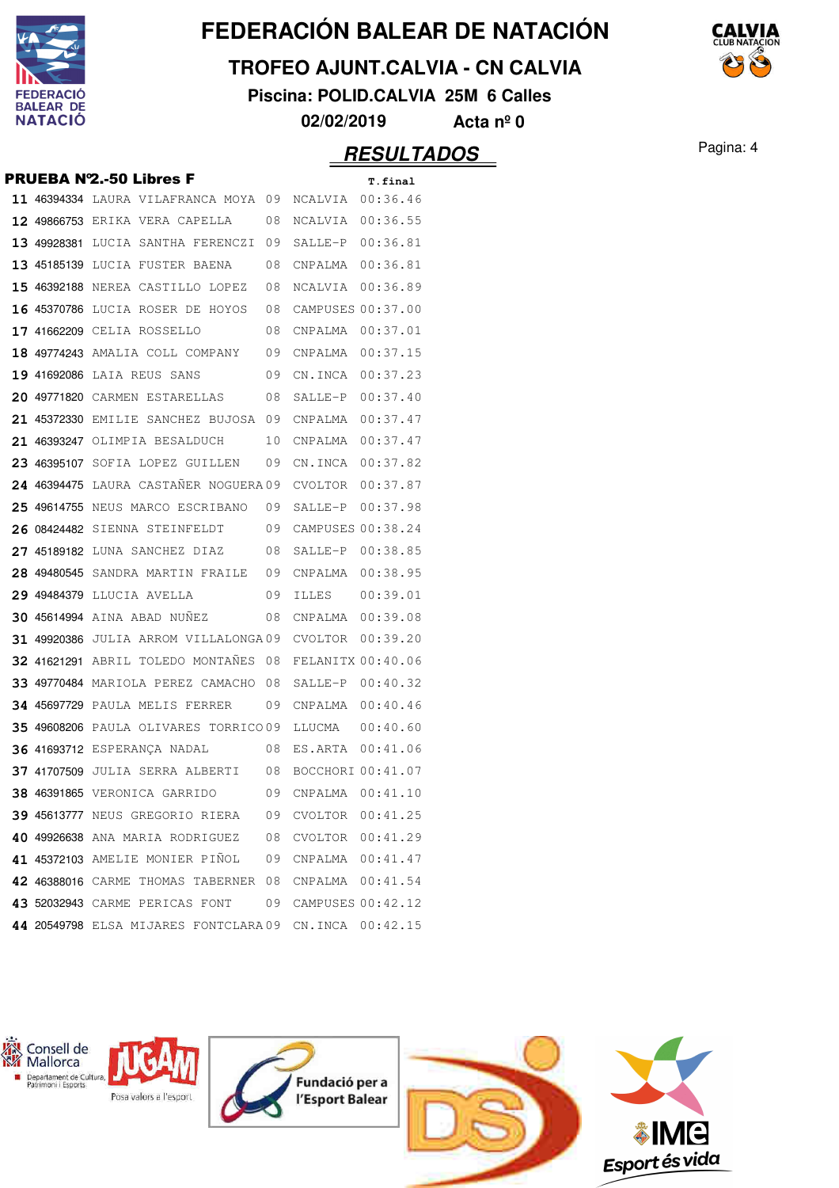# FEDERACIÓN BALEAR DE NATACIÓN

## TROFEO AJUNT.CALVIA - CN CALVIA

**Piscina: POLID.CALVIA 25M 6 Calles**

**02/02/2019 Acta nº 0**

## RESULTADOS

### PRUEBA Nº2.-50 Libres F

| | | | | | T.final |
|---|---|---|---|---|---|
| 11 | 46394334 | LAURA VILAFRANCA MOYA | 09 | NCALVIA | 00:36.46 |
| 12 | 49866753 | ERIKA VERA CAPELLA | 08 | NCALVIA | 00:36.55 |
| 13 | 49928381 | LUCIA SANTHA FERENCZI | 09 | SALLE-P | 00:36.81 |
| 13 | 45185139 | LUCIA FUSTER BAENA | 08 | CNPALMA | 00:36.81 |
| 15 | 46392188 | NEREA CASTILLO LOPEZ | 08 | NCALVIA | 00:36.89 |
| 16 | 45370786 | LUCIA ROSER DE HOYOS | 08 | CAMPUSES | 00:37.00 |
| 17 | 41662209 | CELIA ROSSELLO | 08 | CNPALMA | 00:37.01 |
| 18 | 49774243 | AMALIA COLL COMPANY | 09 | CNPALMA | 00:37.15 |
| 19 | 41692086 | LAIA REUS SANS | 09 | CN.INCA | 00:37.23 |
| 20 | 49771820 | CARMEN ESTARELLAS | 08 | SALLE-P | 00:37.40 |
| 21 | 45372330 | EMILIE SANCHEZ BUJOSA | 09 | CNPALMA | 00:37.47 |
| 21 | 46393247 | OLIMPIA BESALDUCH | 10 | CNPALMA | 00:37.47 |
| 23 | 46395107 | SOFIA LOPEZ GUILLEN | 09 | CN.INCA | 00:37.82 |
| 24 | 46394475 | LAURA CASTAÑER NOGUERA | 09 | CVOLTOR | 00:37.87 |
| 25 | 49614755 | NEUS MARCO ESCRIBANO | 09 | SALLE-P | 00:37.98 |
| 26 | 08424482 | SIENNA STEINFELDT | 09 | CAMPUSES | 00:38.24 |
| 27 | 45189182 | LUNA SANCHEZ DIAZ | 08 | SALLE-P | 00:38.85 |
| 28 | 49480545 | SANDRA MARTIN FRAILE | 09 | CNPALMA | 00:38.95 |
| 29 | 49484379 | LLUCIA AVELLA | 09 | ILLES | 00:39.01 |
| 30 | 45614994 | AINA ABAD NUÑEZ | 08 | CNPALMA | 00:39.08 |
| 31 | 49920386 | JULIA ARROM VILLALONGA | 09 | CVOLTOR | 00:39.20 |
| 32 | 41621291 | ABRIL TOLEDO MONTAÑES | 08 | FELANITX | 00:40.06 |
| 33 | 49770484 | MARIOLA PEREZ CAMACHO | 08 | SALLE-P | 00:40.32 |
| 34 | 45697729 | PAULA MELIS FERRER | 09 | CNPALMA | 00:40.46 |
| 35 | 49608206 | PAULA OLIVARES TORRICO | 09 | LLUCMA | 00:40.60 |
| 36 | 41693712 | ESPERANÇA NADAL | 08 | ES.ARTA | 00:41.06 |
| 37 | 41707509 | JULIA SERRA ALBERTI | 08 | BOCCHORI | 00:41.07 |
| 38 | 46391865 | VERONICA GARRIDO | 09 | CNPALMA | 00:41.10 |
| 39 | 45613777 | NEUS GREGORIO RIERA | 09 | CVOLTOR | 00:41.25 |
| 40 | 49926638 | ANA MARIA RODRIGUEZ | 08 | CVOLTOR | 00:41.29 |
| 41 | 45372103 | AMELIE MONIER PIÑOL | 09 | CNPALMA | 00:41.47 |
| 42 | 46388016 | CARME THOMAS TABERNER | 08 | CNPALMA | 00:41.54 |
| 43 | 52032943 | CARME PERICAS FONT | 09 | CAMPUSES | 00:42.12 |
| 44 | 20549798 | ELSA MIJARES FONTCLARA | 09 | CN.INCA | 00:42.15 |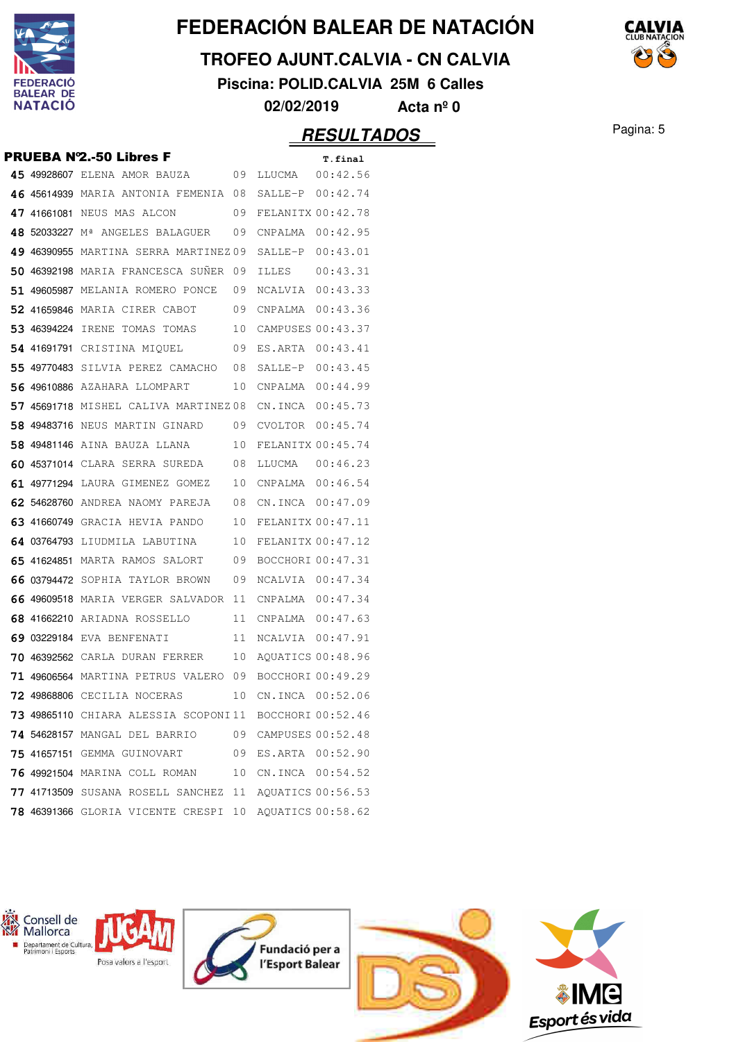# FEDERACIÓN BALEAR DE NATACIÓN

## TROFEO AJUNT.CALVIA - CN CALVIA

**Piscina: POLID.CALVIA 25M 6 Calles**

**02/02/2019 Acta nº 0**

## RESULTADOS

### PRUEBA Nº2.-50 Libres F

| Pos. | Licencia | Nombre | Año | Club | T.final |
|---|---|---|---|---|---|
| 45 | 49928607 | ELENA AMOR BAUZA | 09 | LLUCMA | 00:42.56 |
| 46 | 45614939 | MARIA ANTONIA FEMENIA | 08 | SALLE-P | 00:42.74 |
| 47 | 41661081 | NEUS MAS ALCON | 09 | FELANITX | 00:42.78 |
| 48 | 52033227 | Mª ANGELES BALAGUER | 09 | CNPALMA | 00:42.95 |
| 49 | 46390955 | MARTINA SERRA MARTINEZ | 09 | SALLE-P | 00:43.01 |
| 50 | 46392198 | MARIA FRANCESCA SUÑER | 09 | ILLES | 00:43.31 |
| 51 | 49605987 | MELANIA ROMERO PONCE | 09 | NCALVIA | 00:43.33 |
| 52 | 41659846 | MARIA CIRER CABOT | 09 | CNPALMA | 00:43.36 |
| 53 | 46394224 | IRENE TOMAS TOMAS | 10 | CAMPUSES | 00:43.37 |
| 54 | 41691791 | CRISTINA MIQUEL | 09 | ES.ARTA | 00:43.41 |
| 55 | 49770483 | SILVIA PEREZ CAMACHO | 08 | SALLE-P | 00:43.45 |
| 56 | 49610886 | AZAHARA LLOMPART | 10 | CNPALMA | 00:44.99 |
| 57 | 45691718 | MISHEL CALIVA MARTINEZ | 08 | CN.INCA | 00:45.73 |
| 58 | 49483716 | NEUS MARTIN GINARD | 09 | CVOLTOR | 00:45.74 |
| 58 | 49481146 | AINA BAUZA LLANA | 10 | FELANITX | 00:45.74 |
| 60 | 45371014 | CLARA SERRA SUREDA | 08 | LLUCMA | 00:46.23 |
| 61 | 49771294 | LAURA GIMENEZ GOMEZ | 10 | CNPALMA | 00:46.54 |
| 62 | 54628760 | ANDREA NAOMY PAREJA | 08 | CN.INCA | 00:47.09 |
| 63 | 41660749 | GRACIA HEVIA PANDO | 10 | FELANITX | 00:47.11 |
| 64 | 03764793 | LIUDMILA LABUTINA | 10 | FELANITX | 00:47.12 |
| 65 | 41624851 | MARTA RAMOS SALORT | 09 | BOCCHORI | 00:47.31 |
| 66 | 03794472 | SOPHIA TAYLOR BROWN | 09 | NCALVIA | 00:47.34 |
| 66 | 49609518 | MARIA VERGER SALVADOR | 11 | CNPALMA | 00:47.34 |
| 68 | 41662210 | ARIADNA ROSSELLO | 11 | CNPALMA | 00:47.63 |
| 69 | 03229184 | EVA BENFENATI | 11 | NCALVIA | 00:47.91 |
| 70 | 46392562 | CARLA DURAN FERRER | 10 | AQUATICS | 00:48.96 |
| 71 | 49606564 | MARTINA PETRUS VALERO | 09 | BOCCHORI | 00:49.29 |
| 72 | 49868806 | CECILIA NOCERAS | 10 | CN.INCA | 00:52.06 |
| 73 | 49865110 | CHIARA ALESSIA SCOPONI | 11 | BOCCHORI | 00:52.46 |
| 74 | 54628157 | MANGAL DEL BARRIO | 09 | CAMPUSES | 00:52.48 |
| 75 | 41657151 | GEMMA GUINOVART | 09 | ES.ARTA | 00:52.90 |
| 76 | 49921504 | MARINA COLL ROMAN | 10 | CN.INCA | 00:54.52 |
| 77 | 41713509 | SUSANA ROSELL SANCHEZ | 11 | AQUATICS | 00:56.53 |
| 78 | 46391366 | GLORIA VICENTE CRESPI | 10 | AQUATICS | 00:58.62 |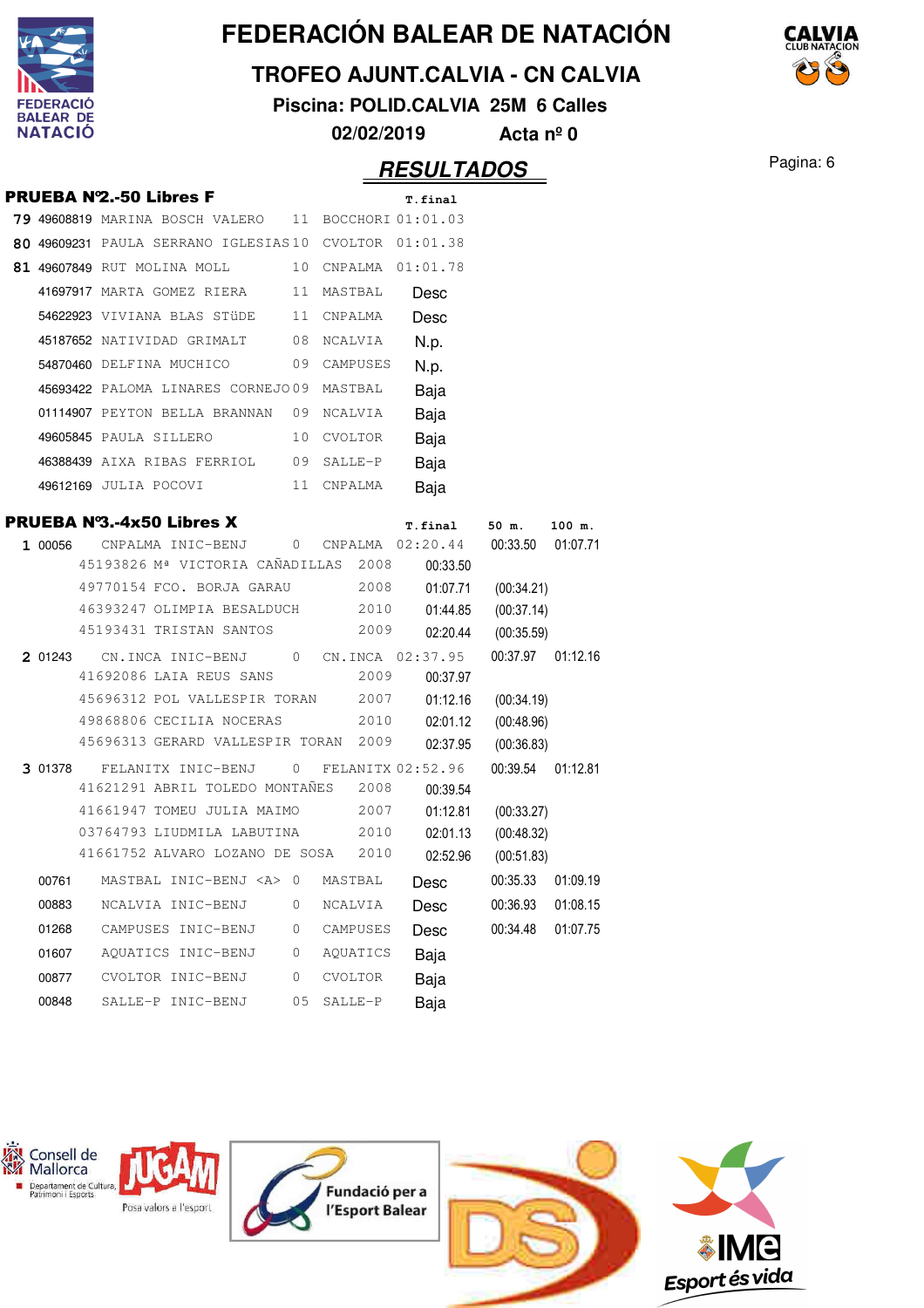# FEDERACIÓN BALEAR DE NATACIÓN

## TROFEO AJUNT.CALVIA - CN CALVIA

**Piscina: POLID.CALVIA 25M 6 Calles**

**02/02/2019 Acta nº 0**

## RESULTADOS

### PRUEBA Nº2.-50 Libres F

| | | | | | T.final |
|---|---|---|---|---|---|
| 79 | 49608819 | MARINA BOSCH VALERO | 11 | BOCCHORI | 01:01.03 |
| 80 | 49609231 | PAULA SERRANO IGLESIAS | 10 | CVOLTOR | 01:01.38 |
| 81 | 49607849 | RUT MOLINA MOLL | 10 | CNPALMA | 01:01.78 |
| | 41697917 | MARTA GOMEZ RIERA | 11 | MASTBAL | Desc |
| | 54622923 | VIVIANA BLAS STüDE | 11 | CNPALMA | Desc |
| | 45187652 | NATIVIDAD GRIMALT | 08 | NCALVIA | N.p. |
| | 54870460 | DELFINA MUCHICO | 09 | CAMPUSES | N.p. |
| | 45693422 | PALOMA LINARES CORNEJO | 09 | MASTBAL | Baja |
| | 01114907 | PEYTON BELLA BRANNAN | 09 | NCALVIA | Baja |
| | 49605845 | PAULA SILLERO | 10 | CVOLTOR | Baja |
| | 46388439 | AIXA RIBAS FERRIOL | 09 | SALLE-P | Baja |
| | 49612169 | JULIA POCOVI | 11 | CNPALMA | Baja |

### PRUEBA Nº3.-4x50 Libres X

| | | | | | T.final | 50 m. | 100 m. |
|---|---|---|---|---|---|---|---|
| 1 | 00056 | CNPALMA INIC-BENJ | 0 | CNPALMA | 02:20.44 | 00:33.50 | 01:07.71 |
| | 45193826 | Mª VICTORIA CAÑADILLAS | 2008 | | 00:33.50 | | |
| | 49770154 | FCO. BORJA GARAU | 2008 | | 01:07.71 | (00:34.21) | |
| | 46393247 | OLIMPIA BESALDUCH | 2010 | | 01:44.85 | (00:37.14) | |
| | 45193431 | TRISTAN SANTOS | 2009 | | 02:20.44 | (00:35.59) | |
| 2 | 01243 | CN.INCA INIC-BENJ | 0 | CN.INCA | 02:37.95 | 00:37.97 | 01:12.16 |
| | 41692086 | LAIA REUS SANS | 2009 | | 00:37.97 | | |
| | 45696312 | POL VALLESPIR TORAN | 2007 | | 01:12.16 | (00:34.19) | |
| | 49868806 | CECILIA NOCERAS | 2010 | | 02:01.12 | (00:48.96) | |
| | 45696313 | GERARD VALLESPIR TORAN | 2009 | | 02:37.95 | (00:36.83) | |
| 3 | 01378 | FELANITX INIC-BENJ | 0 | FELANITX | 02:52.96 | 00:39.54 | 01:12.81 |
| | 41621291 | ABRIL TOLEDO MONTAÑES | 2008 | | 00:39.54 | | |
| | 41661947 | TOMEU JULIA MAIMO | 2007 | | 01:12.81 | (00:33.27) | |
| | 03764793 | LIUDMILA LABUTINA | 2010 | | 02:01.13 | (00:48.32) | |
| | 41661752 | ALVARO LOZANO DE SOSA | 2010 | | 02:52.96 | (00:51.83) | |
| | 00761 | MASTBAL INIC-BENJ <A> | 0 | MASTBAL | Desc | 00:35.33 | 01:09.19 |
| | 00883 | NCALVIA INIC-BENJ | 0 | NCALVIA | Desc | 00:36.93 | 01:08.15 |
| | 01268 | CAMPUSES INIC-BENJ | 0 | CAMPUSES | Desc | 00:34.48 | 01:07.75 |
| | 01607 | AQUATICS INIC-BENJ | 0 | AQUATICS | Baja | | |
| | 00877 | CVOLTOR INIC-BENJ | 0 | CVOLTOR | Baja | | |
| | 00848 | SALLE-P INIC-BENJ | 05 | SALLE-P | Baja | | |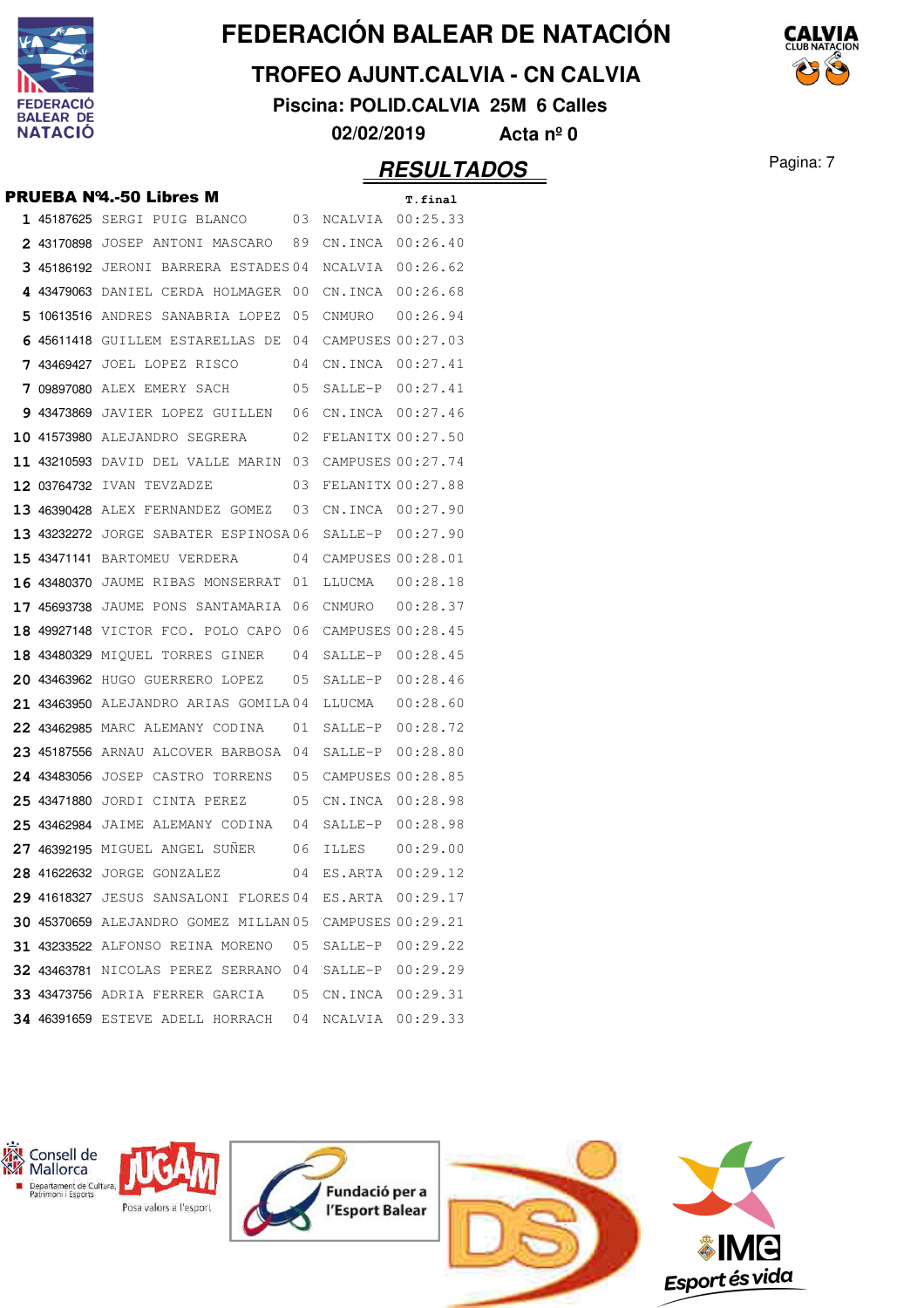# FEDERACIÓN BALEAR DE NATACIÓN

## TROFEO AJUNT.CALVIA - CN CALVIA

**Piscina: POLID.CALVIA 25M 6 Calles**

**02/02/2019 Acta nº 0**

## RESULTADOS

### PRUEBA Nº4.-50 Libres M

| | | | | | T.final |
|---|---|---|---|---|---|
| 1 | 45187625 | SERGI PUIG BLANCO | 03 | NCALVIA | 00:25.33 |
| 2 | 43170898 | JOSEP ANTONI MASCARO | 89 | CN.INCA | 00:26.40 |
| 3 | 45186192 | JERONI BARRERA ESTADES | 04 | NCALVIA | 00:26.62 |
| 4 | 43479063 | DANIEL CERDA HOLMAGER | 00 | CN.INCA | 00:26.68 |
| 5 | 10613516 | ANDRES SANABRIA LOPEZ | 05 | CNMURO | 00:26.94 |
| 6 | 45611418 | GUILLEM ESTARELLAS DE | 04 | CAMPUSES | 00:27.03 |
| 7 | 43469427 | JOEL LOPEZ RISCO | 04 | CN.INCA | 00:27.41 |
| 7 | 09897080 | ALEX EMERY SACH | 05 | SALLE-P | 00:27.41 |
| 9 | 43473869 | JAVIER LOPEZ GUILLEN | 06 | CN.INCA | 00:27.46 |
| 10 | 41573980 | ALEJANDRO SEGRERA | 02 | FELANITX | 00:27.50 |
| 11 | 43210593 | DAVID DEL VALLE MARIN | 03 | CAMPUSES | 00:27.74 |
| 12 | 03764732 | IVAN TEVZADZE | 03 | FELANITX | 00:27.88 |
| 13 | 46390428 | ALEX FERNANDEZ GOMEZ | 03 | CN.INCA | 00:27.90 |
| 13 | 43232272 | JORGE SABATER ESPINOSA | 06 | SALLE-P | 00:27.90 |
| 15 | 43471141 | BARTOMEU VERDERA | 04 | CAMPUSES | 00:28.01 |
| 16 | 43480370 | JAUME RIBAS MONSERRAT | 01 | LLUCMA | 00:28.18 |
| 17 | 45693738 | JAUME PONS SANTAMARIA | 06 | CNMURO | 00:28.37 |
| 18 | 49927148 | VICTOR FCO. POLO CAPO | 06 | CAMPUSES | 00:28.45 |
| 18 | 43480329 | MIQUEL TORRES GINER | 04 | SALLE-P | 00:28.45 |
| 20 | 43463962 | HUGO GUERRERO LOPEZ | 05 | SALLE-P | 00:28.46 |
| 21 | 43463950 | ALEJANDRO ARIAS GOMILA | 04 | LLUCMA | 00:28.60 |
| 22 | 43462985 | MARC ALEMANY CODINA | 01 | SALLE-P | 00:28.72 |
| 23 | 45187556 | ARNAU ALCOVER BARBOSA | 04 | SALLE-P | 00:28.80 |
| 24 | 43483056 | JOSEP CASTRO TORRENS | 05 | CAMPUSES | 00:28.85 |
| 25 | 43471880 | JORDI CINTA PEREZ | 05 | CN.INCA | 00:28.98 |
| 25 | 43462984 | JAIME ALEMANY CODINA | 04 | SALLE-P | 00:28.98 |
| 27 | 46392195 | MIGUEL ANGEL SUÑER | 06 | ILLES | 00:29.00 |
| 28 | 41622632 | JORGE GONZALEZ | 04 | ES.ARTA | 00:29.12 |
| 29 | 41618327 | JESUS SANSALONI FLORES | 04 | ES.ARTA | 00:29.17 |
| 30 | 45370659 | ALEJANDRO GOMEZ MILLAN | 05 | CAMPUSES | 00:29.21 |
| 31 | 43233522 | ALFONSO REINA MORENO | 05 | SALLE-P | 00:29.22 |
| 32 | 43463781 | NICOLAS PEREZ SERRANO | 04 | SALLE-P | 00:29.29 |
| 33 | 43473756 | ADRIA FERRER GARCIA | 05 | CN.INCA | 00:29.31 |
| 34 | 46391659 | ESTEVE ADELL HORRACH | 04 | NCALVIA | 00:29.33 |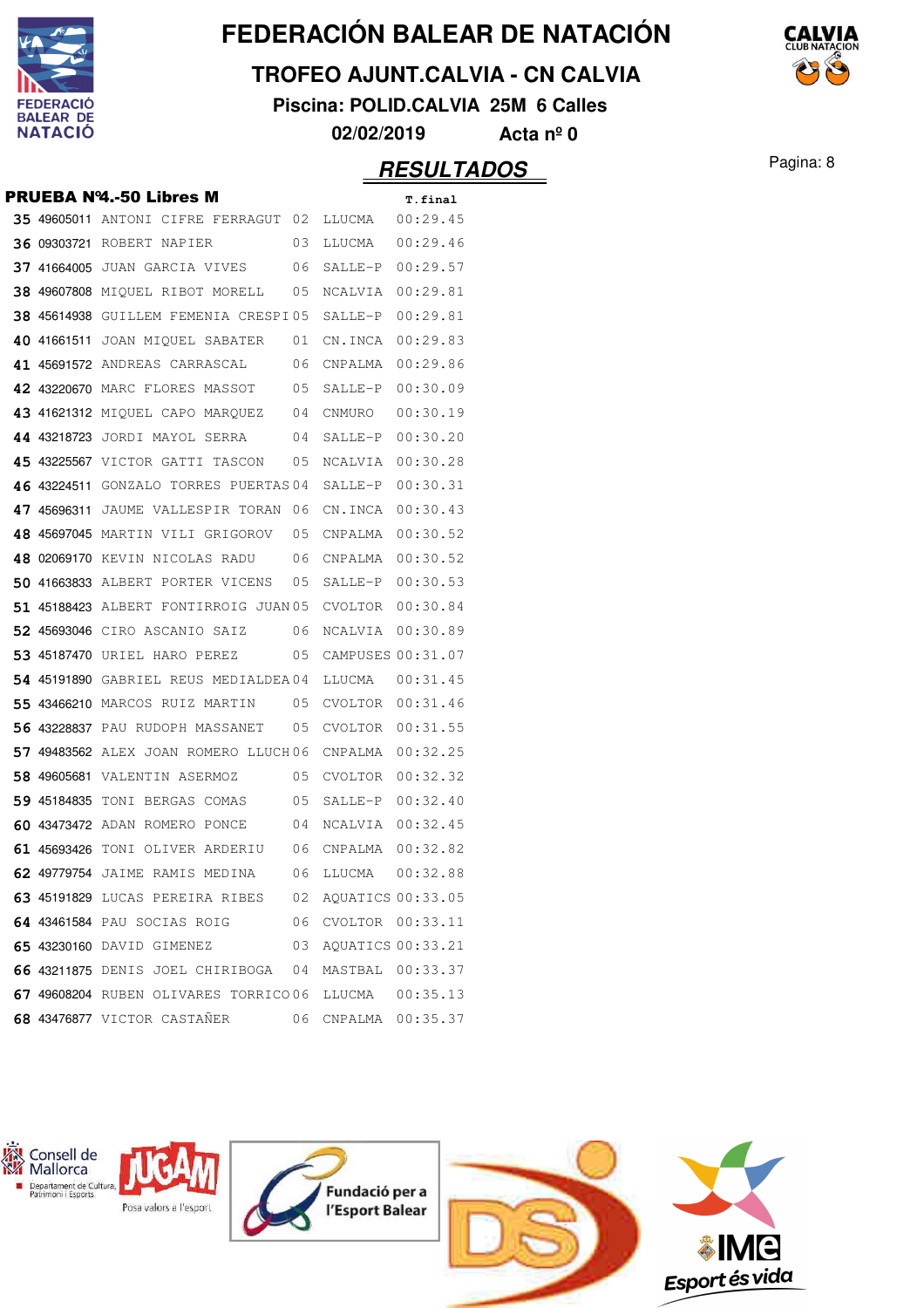# FEDERACIÓN BALEAR DE NATACIÓN

## TROFEO AJUNT.CALVIA - CN CALVIA

**Piscina: POLID.CALVIA 25M 6 Calles**

**02/02/2019 Acta nº 0**

## *RESULTADOS*

### PRUEBA Nº4.-50 Libres M

| | | | | | T.final |
|---|---|---|---|---|---|
| 35 | 49605011 | ANTONI CIFRE FERRAGUT | 02 | LLUCMA | 00:29.45 |
| 36 | 09303721 | ROBERT NAPIER | 03 | LLUCMA | 00:29.46 |
| 37 | 41664005 | JUAN GARCIA VIVES | 06 | SALLE-P | 00:29.57 |
| 38 | 49607808 | MIQUEL RIBOT MORELL | 05 | NCALVIA | 00:29.81 |
| 38 | 45614938 | GUILLEM FEMENIA CRESPI | 05 | SALLE-P | 00:29.81 |
| 40 | 41661511 | JOAN MIQUEL SABATER | 01 | CN.INCA | 00:29.83 |
| 41 | 45691572 | ANDREAS CARRASCAL | 06 | CNPALMA | 00:29.86 |
| 42 | 43220670 | MARC FLORES MASSOT | 05 | SALLE-P | 00:30.09 |
| 43 | 41621312 | MIQUEL CAPO MARQUEZ | 04 | CNMURO | 00:30.19 |
| 44 | 43218723 | JORDI MAYOL SERRA | 04 | SALLE-P | 00:30.20 |
| 45 | 43225567 | VICTOR GATTI TASCON | 05 | NCALVIA | 00:30.28 |
| 46 | 43224511 | GONZALO TORRES PUERTAS | 04 | SALLE-P | 00:30.31 |
| 47 | 45696311 | JAUME VALLESPIR TORAN | 06 | CN.INCA | 00:30.43 |
| 48 | 45697045 | MARTIN VILI GRIGOROV | 05 | CNPALMA | 00:30.52 |
| 48 | 02069170 | KEVIN NICOLAS RADU | 06 | CNPALMA | 00:30.52 |
| 50 | 41663833 | ALBERT PORTER VICENS | 05 | SALLE-P | 00:30.53 |
| 51 | 45188423 | ALBERT FONTIRROIG JUAN | 05 | CVOLTOR | 00:30.84 |
| 52 | 45693046 | CIRO ASCANIO SAIZ | 06 | NCALVIA | 00:30.89 |
| 53 | 45187470 | URIEL HARO PEREZ | 05 | CAMPUSES | 00:31.07 |
| 54 | 45191890 | GABRIEL REUS MEDIALDEA | 04 | LLUCMA | 00:31.45 |
| 55 | 43466210 | MARCOS RUIZ MARTIN | 05 | CVOLTOR | 00:31.46 |
| 56 | 43228837 | PAU RUDOPH MASSANET | 05 | CVOLTOR | 00:31.55 |
| 57 | 49483562 | ALEX JOAN ROMERO LLUCH | 06 | CNPALMA | 00:32.25 |
| 58 | 49605681 | VALENTIN ASERMOZ | 05 | CVOLTOR | 00:32.32 |
| 59 | 45184835 | TONI BERGAS COMAS | 05 | SALLE-P | 00:32.40 |
| 60 | 43473472 | ADAN ROMERO PONCE | 04 | NCALVIA | 00:32.45 |
| 61 | 45693426 | TONI OLIVER ARDERIU | 06 | CNPALMA | 00:32.82 |
| 62 | 49779754 | JAIME RAMIS MEDINA | 06 | LLUCMA | 00:32.88 |
| 63 | 45191829 | LUCAS PEREIRA RIBES | 02 | AQUATICS | 00:33.05 |
| 64 | 43461584 | PAU SOCIAS ROIG | 06 | CVOLTOR | 00:33.11 |
| 65 | 43230160 | DAVID GIMENEZ | 03 | AQUATICS | 00:33.21 |
| 66 | 43211875 | DENIS JOEL CHIRIBOGA | 04 | MASTBAL | 00:33.37 |
| 67 | 49608204 | RUBEN OLIVARES TORRICO | 06 | LLUCMA | 00:35.13 |
| 68 | 43476877 | VICTOR CASTAÑER | 06 | CNPALMA | 00:35.37 |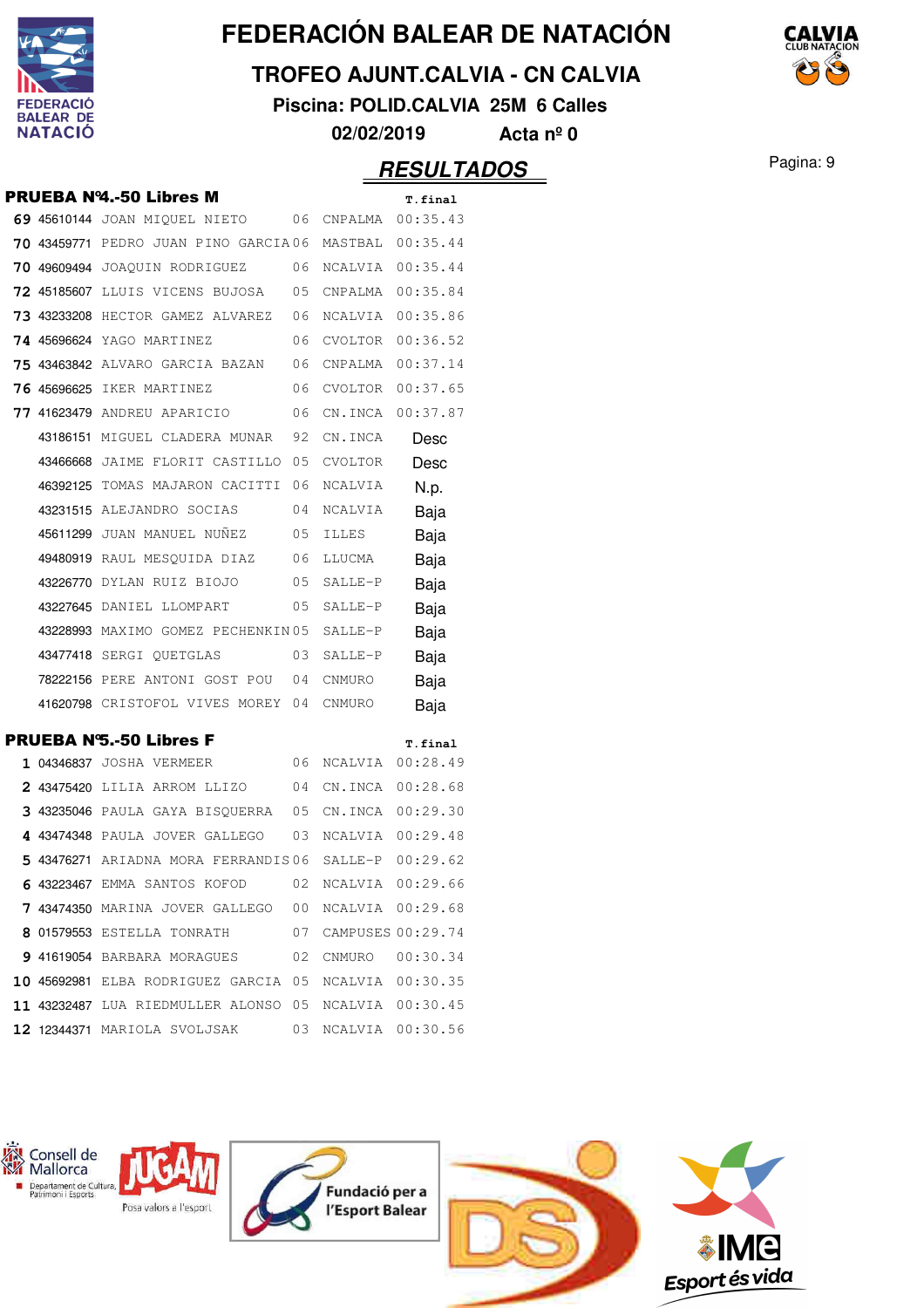# FEDERACIÓN BALEAR DE NATACIÓN

## TROFEO AJUNT.CALVIA - CN CALVIA

**Piscina: POLID.CALVIA 25M 6 Calles**

**02/02/2019 Acta nº 0**

## RESULTADOS

### PRUEBA Nº4.-50 Libres M

| | | | | | T.final |
|---|---|---|---|---|---|
| 69 | 45610144 | JOAN MIQUEL NIETO | 06 | CNPALMA | 00:35.43 |
| 70 | 43459771 | PEDRO JUAN PINO GARCIA | 06 | MASTBAL | 00:35.44 |
| 70 | 49609494 | JOAQUIN RODRIGUEZ | 06 | NCALVIA | 00:35.44 |
| 72 | 45185607 | LLUIS VICENS BUJOSA | 05 | CNPALMA | 00:35.84 |
| 73 | 43233208 | HECTOR GAMEZ ALVAREZ | 06 | NCALVIA | 00:35.86 |
| 74 | 45696624 | YAGO MARTINEZ | 06 | CVOLTOR | 00:36.52 |
| 75 | 43463842 | ALVARO GARCIA BAZAN | 06 | CNPALMA | 00:37.14 |
| 76 | 45696625 | IKER MARTINEZ | 06 | CVOLTOR | 00:37.65 |
| 77 | 41623479 | ANDREU APARICIO | 06 | CN.INCA | 00:37.87 |
| | 43186151 | MIGUEL CLADERA MUNAR | 92 | CN.INCA | Desc |
| | 43466668 | JAIME FLORIT CASTILLO | 05 | CVOLTOR | Desc |
| | 46392125 | TOMAS MAJARON CACITTI | 06 | NCALVIA | N.p. |
| | 43231515 | ALEJANDRO SOCIAS | 04 | NCALVIA | Baja |
| | 45611299 | JUAN MANUEL NUÑEZ | 05 | ILLES | Baja |
| | 49480919 | RAUL MESQUIDA DIAZ | 06 | LLUCMA | Baja |
| | 43226770 | DYLAN RUIZ BIOJO | 05 | SALLE-P | Baja |
| | 43227645 | DANIEL LLOMPART | 05 | SALLE-P | Baja |
| | 43228993 | MAXIMO GOMEZ PECHENKIN | 05 | SALLE-P | Baja |
| | 43477418 | SERGI QUETGLAS | 03 | SALLE-P | Baja |
| | 78222156 | PERE ANTONI GOST POU | 04 | CNMURO | Baja |
| | 41620798 | CRISTOFOL VIVES MOREY | 04 | CNMURO | Baja |

### PRUEBA Nº5.-50 Libres F

| | | | | | T.final |
|---|---|---|---|---|---|
| 1 | 04346837 | JOSHA VERMEER | 06 | NCALVIA | 00:28.49 |
| 2 | 43475420 | LILIA ARROM LLIZO | 04 | CN.INCA | 00:28.68 |
| 3 | 43235046 | PAULA GAYA BISQUERRA | 05 | CN.INCA | 00:29.30 |
| 4 | 43474348 | PAULA JOVER GALLEGO | 03 | NCALVIA | 00:29.48 |
| 5 | 43476271 | ARIADNA MORA FERRANDIS | 06 | SALLE-P | 00:29.62 |
| 6 | 43223467 | EMMA SANTOS KOFOD | 02 | NCALVIA | 00:29.66 |
| 7 | 43474350 | MARINA JOVER GALLEGO | 00 | NCALVIA | 00:29.68 |
| 8 | 01579553 | ESTELLA TONRATH | 07 | CAMPUSES | 00:29.74 |
| 9 | 41619054 | BARBARA MORAGUES | 02 | CNMURO | 00:30.34 |
| 10 | 45692981 | ELBA RODRIGUEZ GARCIA | 05 | NCALVIA | 00:30.35 |
| 11 | 43232487 | LUA RIEDMULLER ALONSO | 05 | NCALVIA | 00:30.45 |
| 12 | 12344371 | MARIOLA SVOLJSAK | 03 | NCALVIA | 00:30.56 |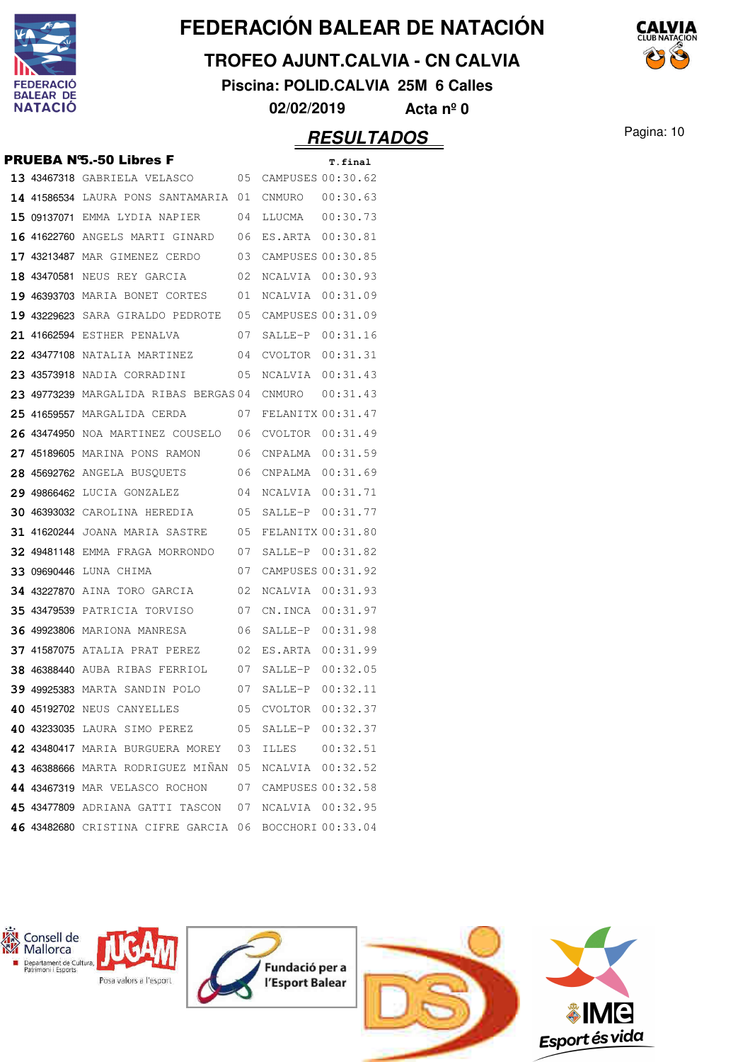# FEDERACIÓN BALEAR DE NATACIÓN

## TROFEO AJUNT.CALVIA - CN CALVIA

**Piscina: POLID.CALVIA 25M 6 Calles**

**02/02/2019 Acta nº 0**

## RESULTADOS

### PRUEBA Nº5.-50 Libres F

| | | | | | T.final |
|---|---|---|---|---|---|
| 13 | 43467318 | GABRIELA VELASCO | 05 | CAMPUSES | 00:30.62 |
| 14 | 41586534 | LAURA PONS SANTAMARIA | 01 | CNMURO | 00:30.63 |
| 15 | 09137071 | EMMA LYDIA NAPIER | 04 | LLUCMA | 00:30.73 |
| 16 | 41622760 | ANGELS MARTI GINARD | 06 | ES.ARTA | 00:30.81 |
| 17 | 43213487 | MAR GIMENEZ CERDO | 03 | CAMPUSES | 00:30.85 |
| 18 | 43470581 | NEUS REY GARCIA | 02 | NCALVIA | 00:30.93 |
| 19 | 46393703 | MARIA BONET CORTES | 01 | NCALVIA | 00:31.09 |
| 19 | 43229623 | SARA GIRALDO PEDROTE | 05 | CAMPUSES | 00:31.09 |
| 21 | 41662594 | ESTHER PENALVA | 07 | SALLE-P | 00:31.16 |
| 22 | 43477108 | NATALIA MARTINEZ | 04 | CVOLTOR | 00:31.31 |
| 23 | 43573918 | NADIA CORRADINI | 05 | NCALVIA | 00:31.43 |
| 23 | 49773239 | MARGALIDA RIBAS BERGAS | 04 | CNMURO | 00:31.43 |
| 25 | 41659557 | MARGALIDA CERDA | 07 | FELANITX | 00:31.47 |
| 26 | 43474950 | NOA MARTINEZ COUSELO | 06 | CVOLTOR | 00:31.49 |
| 27 | 45189605 | MARINA PONS RAMON | 06 | CNPALMA | 00:31.59 |
| 28 | 45692762 | ANGELA BUSQUETS | 06 | CNPALMA | 00:31.69 |
| 29 | 49866462 | LUCIA GONZALEZ | 04 | NCALVIA | 00:31.71 |
| 30 | 46393032 | CAROLINA HEREDIA | 05 | SALLE-P | 00:31.77 |
| 31 | 41620244 | JOANA MARIA SASTRE | 05 | FELANITX | 00:31.80 |
| 32 | 49481148 | EMMA FRAGA MORRONDO | 07 | SALLE-P | 00:31.82 |
| 33 | 09690446 | LUNA CHIMA | 07 | CAMPUSES | 00:31.92 |
| 34 | 43227870 | AINA TORO GARCIA | 02 | NCALVIA | 00:31.93 |
| 35 | 43479539 | PATRICIA TORVISO | 07 | CN.INCA | 00:31.97 |
| 36 | 49923806 | MARIONA MANRESA | 06 | SALLE-P | 00:31.98 |
| 37 | 41587075 | ATALIA PRAT PEREZ | 02 | ES.ARTA | 00:31.99 |
| 38 | 46388440 | AUBA RIBAS FERRIOL | 07 | SALLE-P | 00:32.05 |
| 39 | 49925383 | MARTA SANDIN POLO | 07 | SALLE-P | 00:32.11 |
| 40 | 45192702 | NEUS CANYELLES | 05 | CVOLTOR | 00:32.37 |
| 40 | 43233035 | LAURA SIMO PEREZ | 05 | SALLE-P | 00:32.37 |
| 42 | 43480417 | MARIA BURGUERA MOREY | 03 | ILLES | 00:32.51 |
| 43 | 46388666 | MARTA RODRIGUEZ MIÑAN | 05 | NCALVIA | 00:32.52 |
| 44 | 43467319 | MAR VELASCO ROCHON | 07 | CAMPUSES | 00:32.58 |
| 45 | 43477809 | ADRIANA GATTI TASCON | 07 | NCALVIA | 00:32.95 |
| 46 | 43482680 | CRISTINA CIFRE GARCIA | 06 | BOCCHORI | 00:33.04 |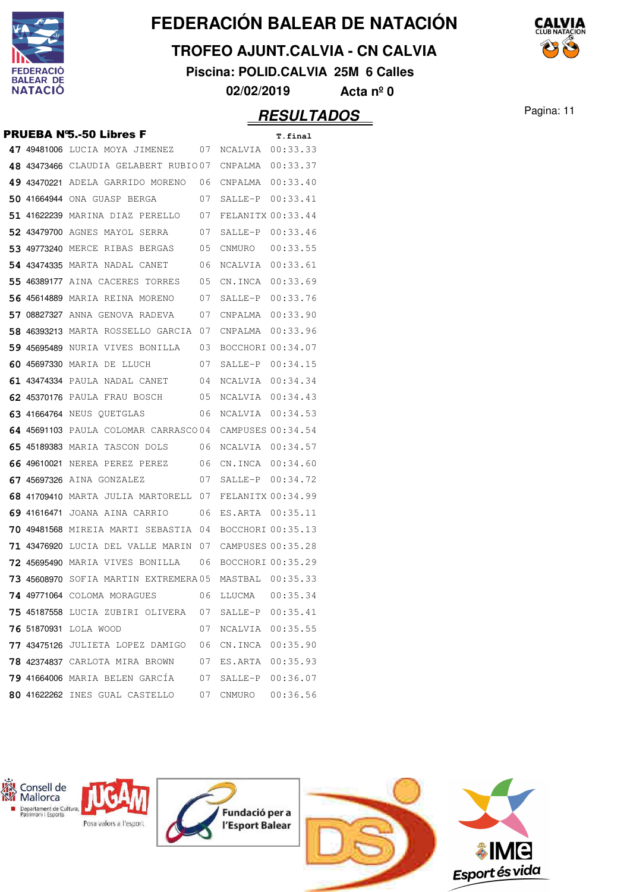# FEDERACIÓN BALEAR DE NATACIÓN

## TROFEO AJUNT.CALVIA - CN CALVIA

**Piscina: POLID.CALVIA 25M 6 Calles**

**02/02/2019 Acta nº 0**

## RESULTADOS

### PRUEBA Nº5.-50 Libres F

| | | | | | T.final |
|---|---|---|---|---|---|
| 47 | 49481006 | LUCIA MOYA JIMENEZ | 07 | NCALVIA | 00:33.33 |
| 48 | 43473466 | CLAUDIA GELABERT RUBIO | 07 | CNPALMA | 00:33.37 |
| 49 | 43470221 | ADELA GARRIDO MORENO | 06 | CNPALMA | 00:33.40 |
| 50 | 41664944 | ONA GUASP BERGA | 07 | SALLE-P | 00:33.41 |
| 51 | 41622239 | MARINA DIAZ PERELLO | 07 | FELANITX | 00:33.44 |
| 52 | 43479700 | AGNES MAYOL SERRA | 07 | SALLE-P | 00:33.46 |
| 53 | 49773240 | MERCE RIBAS BERGAS | 05 | CNMURO | 00:33.55 |
| 54 | 43474335 | MARTA NADAL CANET | 06 | NCALVIA | 00:33.61 |
| 55 | 46389177 | AINA CACERES TORRES | 05 | CN.INCA | 00:33.69 |
| 56 | 45614889 | MARIA REINA MORENO | 07 | SALLE-P | 00:33.76 |
| 57 | 08827327 | ANNA GENOVA RADEVA | 07 | CNPALMA | 00:33.90 |
| 58 | 46393213 | MARTA ROSSELLO GARCIA | 07 | CNPALMA | 00:33.96 |
| 59 | 45695489 | NURIA VIVES BONILLA | 03 | BOCCHORI | 00:34.07 |
| 60 | 45697330 | MARIA DE LLUCH | 07 | SALLE-P | 00:34.15 |
| 61 | 43474334 | PAULA NADAL CANET | 04 | NCALVIA | 00:34.34 |
| 62 | 45370176 | PAULA FRAU BOSCH | 05 | NCALVIA | 00:34.43 |
| 63 | 41664764 | NEUS QUETGLAS | 06 | NCALVIA | 00:34.53 |
| 64 | 45691103 | PAULA COLOMAR CARRASCO | 04 | CAMPUSES | 00:34.54 |
| 65 | 45189383 | MARIA TASCON DOLS | 06 | NCALVIA | 00:34.57 |
| 66 | 49610021 | NEREA PEREZ PEREZ | 06 | CN.INCA | 00:34.60 |
| 67 | 45697326 | AINA GONZALEZ | 07 | SALLE-P | 00:34.72 |
| 68 | 41709410 | MARTA JULIA MARTORELL | 07 | FELANITX | 00:34.99 |
| 69 | 41616471 | JOANA AINA CARRIO | 06 | ES.ARTA | 00:35.11 |
| 70 | 49481568 | MIREIA MARTI SEBASTIA | 04 | BOCCHORI | 00:35.13 |
| 71 | 43476920 | LUCIA DEL VALLE MARIN | 07 | CAMPUSES | 00:35.28 |
| 72 | 45695490 | MARIA VIVES BONILLA | 06 | BOCCHORI | 00:35.29 |
| 73 | 45608970 | SOFIA MARTIN EXTREMERA | 05 | MASTBAL | 00:35.33 |
| 74 | 49771064 | COLOMA MORAGUES | 06 | LLUCMA | 00:35.34 |
| 75 | 45187558 | LUCIA ZUBIRI OLIVERA | 07 | SALLE-P | 00:35.41 |
| 76 | 51870931 | LOLA WOOD | 07 | NCALVIA | 00:35.55 |
| 77 | 43475126 | JULIETA LOPEZ DAMIGO | 06 | CN.INCA | 00:35.90 |
| 78 | 42374837 | CARLOTA MIRA BROWN | 07 | ES.ARTA | 00:35.93 |
| 79 | 41664006 | MARIA BELEN GARCÍA | 07 | SALLE-P | 00:36.07 |
| 80 | 41622262 | INES GUAL CASTELLO | 07 | CNMURO | 00:36.56 |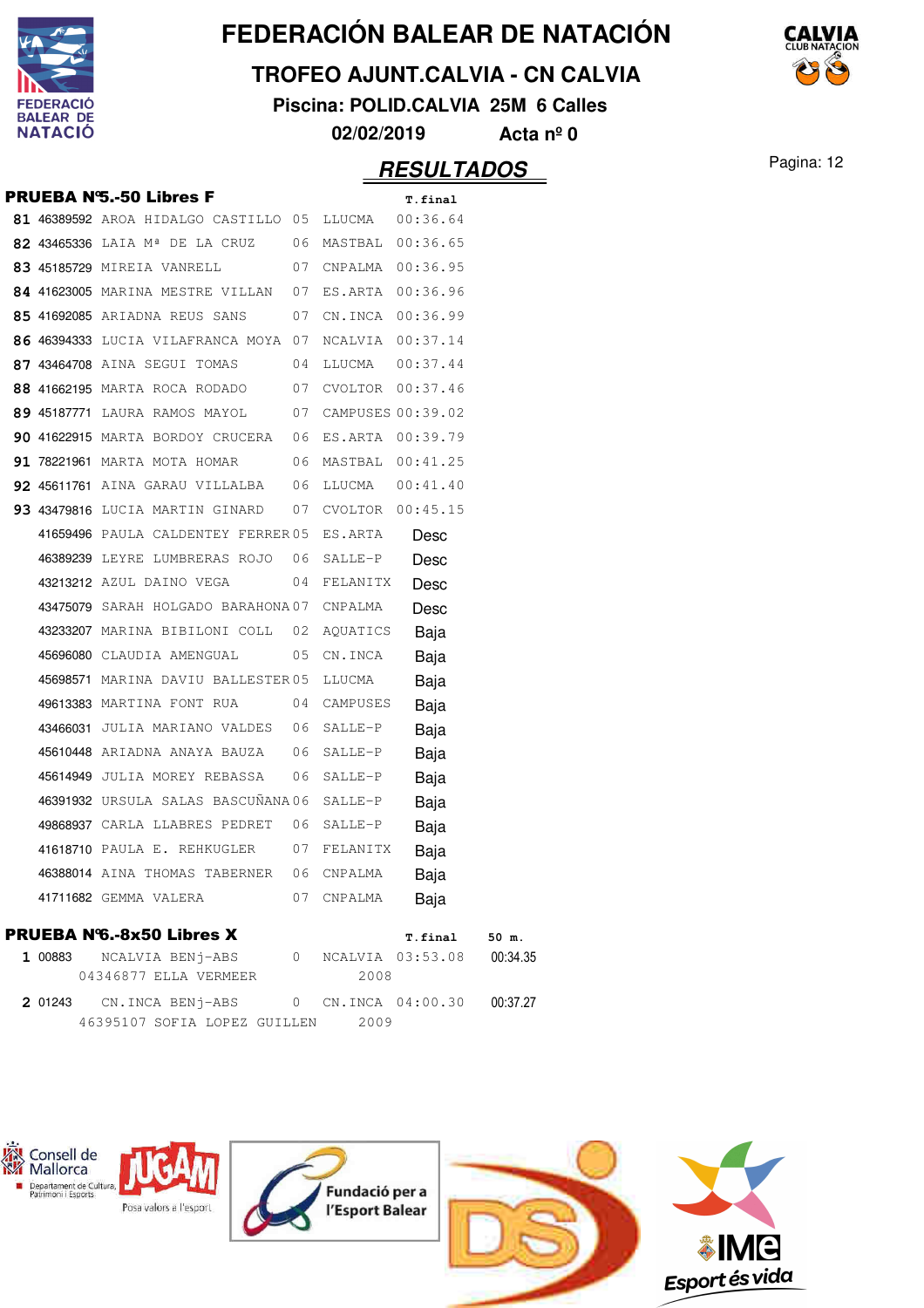# FEDERACIÓN BALEAR DE NATACIÓN

## TROFEO AJUNT.CALVIA - CN CALVIA

**Piscina: POLID.CALVIA 25M 6 Calles**

**02/02/2019 Acta nº 0**

## RESULTADOS

### PRUEBA Nº5.-50 Libres F

| Pos | Licencia | Nombre | Año | Club | T.final |
|---|---|---|---|---|---|
| 81 | 46389592 | AROA HIDALGO CASTILLO | 05 | LLUCMA | 00:36.64 |
| 82 | 43465336 | LAIA Mª DE LA CRUZ | 06 | MASTBAL | 00:36.65 |
| 83 | 45185729 | MIREIA VANRELL | 07 | CNPALMA | 00:36.95 |
| 84 | 41623005 | MARINA MESTRE VILLAN | 07 | ES.ARTA | 00:36.96 |
| 85 | 41692085 | ARIADNA REUS SANS | 07 | CN.INCA | 00:36.99 |
| 86 | 46394333 | LUCIA VILAFRANCA MOYA | 07 | NCALVIA | 00:37.14 |
| 87 | 43464708 | AINA SEGUI TOMAS | 04 | LLUCMA | 00:37.44 |
| 88 | 41662195 | MARTA ROCA RODADO | 07 | CVOLTOR | 00:37.46 |
| 89 | 45187771 | LAURA RAMOS MAYOL | 07 | CAMPUSES | 00:39.02 |
| 90 | 41622915 | MARTA BORDOY CRUCERA | 06 | ES.ARTA | 00:39.79 |
| 91 | 78221961 | MARTA MOTA HOMAR | 06 | MASTBAL | 00:41.25 |
| 92 | 45611761 | AINA GARAU VILLALBA | 06 | LLUCMA | 00:41.40 |
| 93 | 43479816 | LUCIA MARTIN GINARD | 07 | CVOLTOR | 00:45.15 |
| | 41659496 | PAULA CALDENTEY FERRER | 05 | ES.ARTA | Desc |
| | 46389239 | LEYRE LUMBRERAS ROJO | 06 | SALLE-P | Desc |
| | 43213212 | AZUL DAINO VEGA | 04 | FELANITX | Desc |
| | 43475079 | SARAH HOLGADO BARAHONA | 07 | CNPALMA | Desc |
| | 43233207 | MARINA BIBILONI COLL | 02 | AQUATICS | Baja |
| | 45696080 | CLAUDIA AMENGUAL | 05 | CN.INCA | Baja |
| | 45698571 | MARINA DAVIU BALLESTER | 05 | LLUCMA | Baja |
| | 49613383 | MARTINA FONT RUA | 04 | CAMPUSES | Baja |
| | 43466031 | JULIA MARIANO VALDES | 06 | SALLE-P | Baja |
| | 45610448 | ARIADNA ANAYA BAUZA | 06 | SALLE-P | Baja |
| | 45614949 | JULIA MOREY REBASSA | 06 | SALLE-P | Baja |
| | 46391932 | URSULA SALAS BASCUÑANA | 06 | SALLE-P | Baja |
| | 49868937 | CARLA LLABRES PEDRET | 06 | SALLE-P | Baja |
| | 41618710 | PAULA E. REHKUGLER | 07 | FELANITX | Baja |
| | 46388014 | AINA THOMAS TABERNER | 06 | CNPALMA | Baja |
| | 41711682 | GEMMA VALERA | 07 | CNPALMA | Baja |

### PRUEBA Nº6.-8x50 Libres X

| Pos | Código | Equipo | | Club | T.final | 50 m. |
|---|---|---|---|---|---|---|
| 1 | 00883 | NCALVIA BENj-ABS | 0 | NCALVIA | 03:53.08 | 00:34.35 |
| | | 04346877 ELLA VERMEER | | 2008 | | |
| 2 | 01243 | CN.INCA BENj-ABS | 0 | CN.INCA | 04:00.30 | 00:37.27 |
| | | 46395107 SOFIA LOPEZ GUILLEN | | 2009 | | |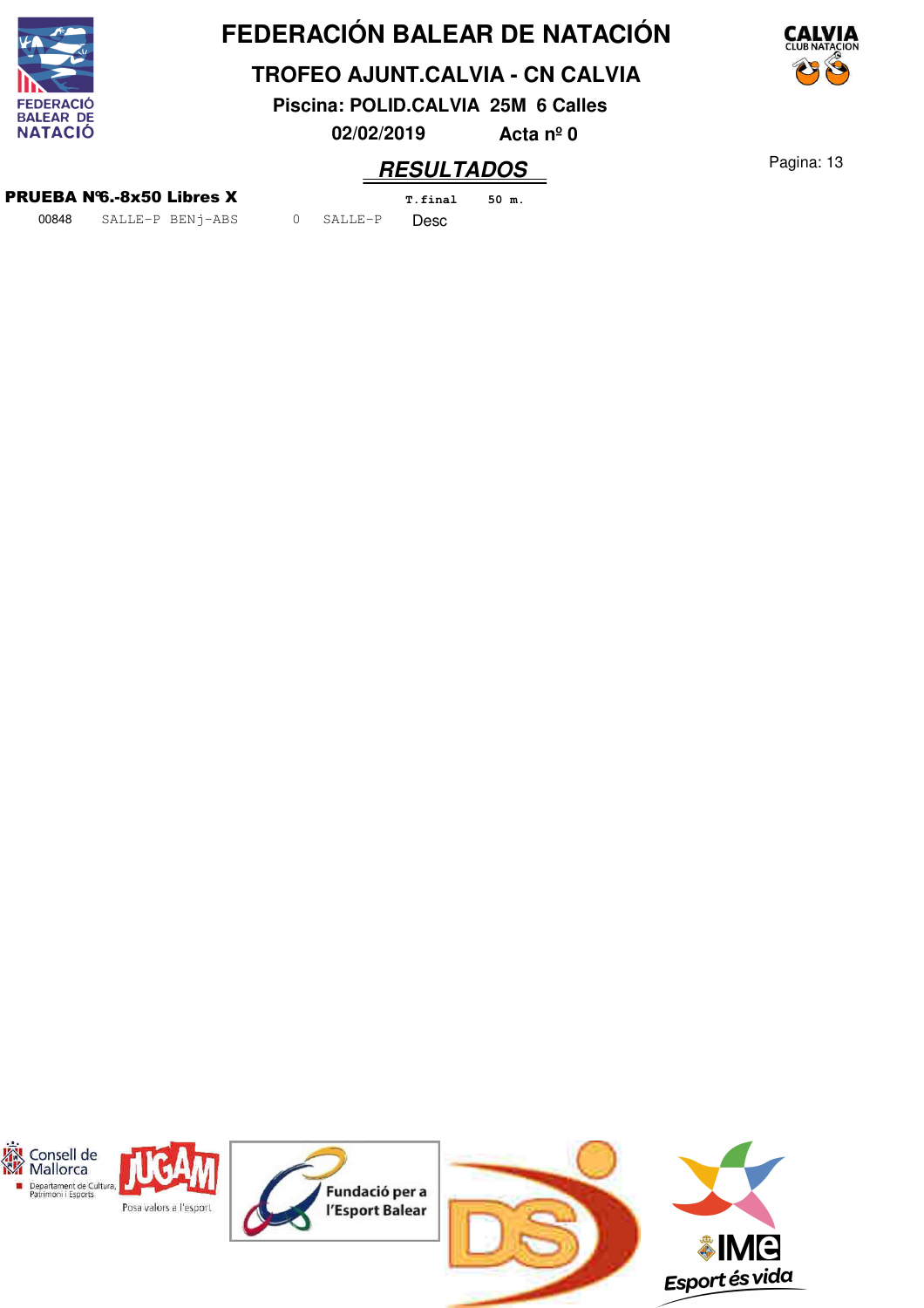# FEDERACIÓN BALEAR DE NATACIÓN

## TROFEO AJUNT.CALVIA - CN CALVIA

**Piscina: POLID.CALVIA 25M 6 Calles**

**02/02/2019 Acta nº 0**

## *RESULTADOS*

**PRUEBA Nº6.-8x50 Libres X**

| | | | | T.final | 50 m. |
|---|---|---|---|---|---|
| 00848 | SALLE-P BENj-ABS | 0 | SALLE-P | Desc | |